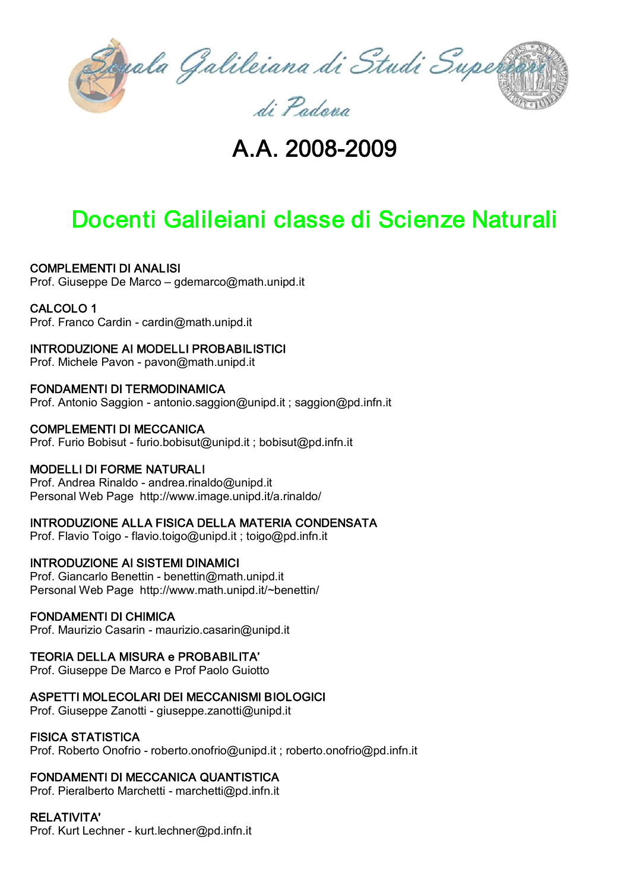Scuola Galileiana di Studi Superiori di Padova

# A.A. 2008-2009

## Docenti Galileiani classe di Scienze Naturali

COMPLEMENTI DI ANALISI
Prof. Giuseppe De Marco – gdemarco@math.unipd.it

CALCOLO 1
Prof. Franco Cardin - cardin@math.unipd.it

INTRODUZIONE AI MODELLI PROBABILISTICI
Prof. Michele Pavon - pavon@math.unipd.it

FONDAMENTI DI TERMODINAMICA
Prof. Antonio Saggion - antonio.saggion@unipd.it ; saggion@pd.infn.it

COMPLEMENTI DI MECCANICA
Prof. Furio Bobisut - furio.bobisut@unipd.it ; bobisut@pd.infn.it

MODELLI DI FORME NATURALI
Prof. Andrea Rinaldo - andrea.rinaldo@unipd.it
Personal Web Page http://www.image.unipd.it/a.rinaldo/

INTRODUZIONE ALLA FISICA DELLA MATERIA CONDENSATA
Prof. Flavio Toigo - flavio.toigo@unipd.it ; toigo@pd.infn.it

INTRODUZIONE AI SISTEMI DINAMICI
Prof. Giancarlo Benettin - benettin@math.unipd.it
Personal Web Page http://www.math.unipd.it/~benettin/

FONDAMENTI DI CHIMICA
Prof. Maurizio Casarin - maurizio.casarin@unipd.it

TEORIA DELLA MISURA e PROBABILITA'
Prof. Giuseppe De Marco e Prof Paolo Guiotto

ASPETTI MOLECOLARI DEI MECCANISMI BIOLOGICI
Prof. Giuseppe Zanotti - giuseppe.zanotti@unipd.it

FISICA STATISTICA
Prof. Roberto Onofrio - roberto.onofrio@unipd.it ; roberto.onofrio@pd.infn.it

FONDAMENTI DI MECCANICA QUANTISTICA
Prof. Pieralberto Marchetti - marchetti@pd.infn.it

RELATIVITA'
Prof. Kurt Lechner - kurt.lechner@pd.infn.it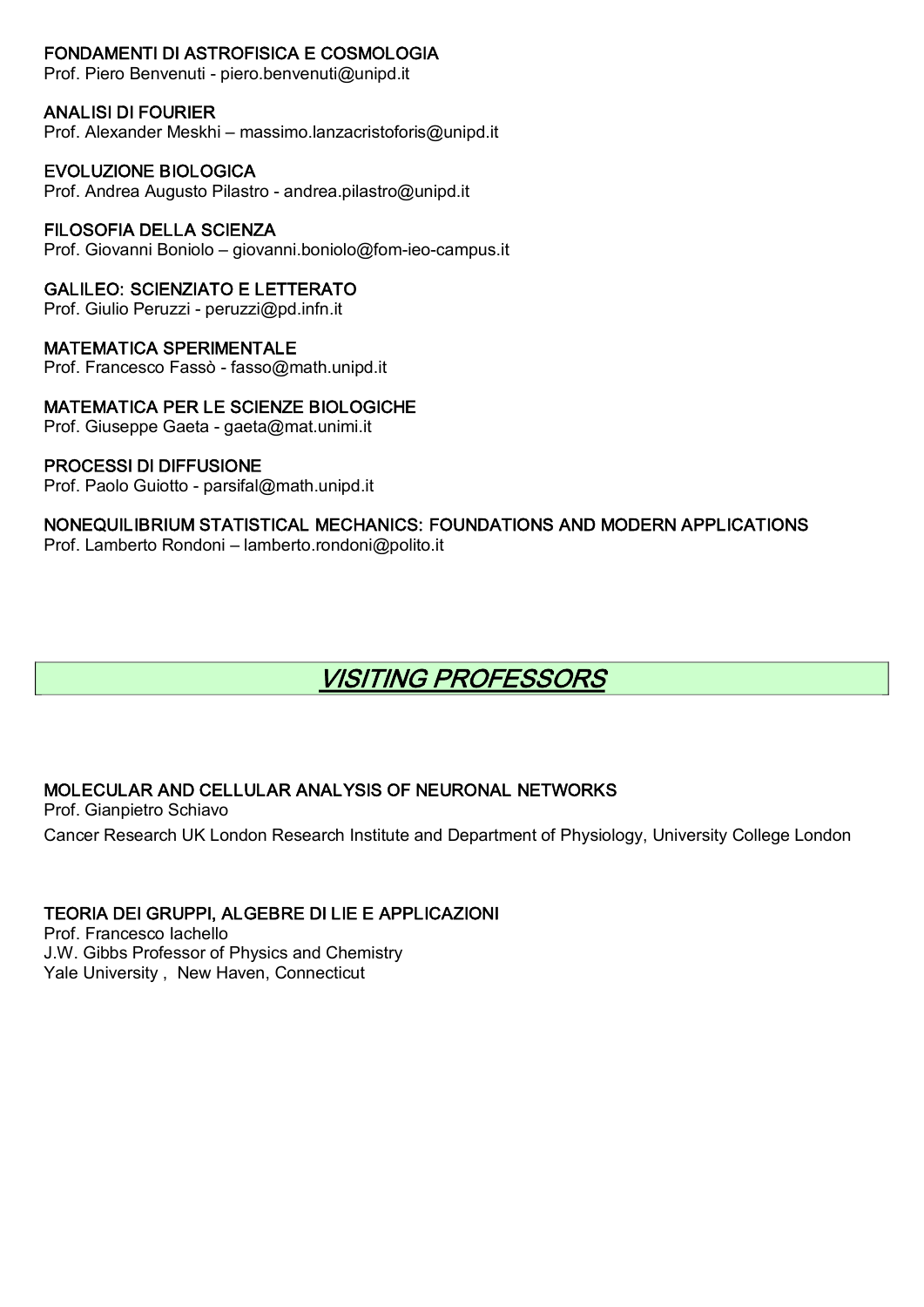**FONDAMENTI DI ASTROFISICA E COSMOLOGIA**
Prof. Piero Benvenuti - piero.benvenuti@unipd.it

**ANALISI DI FOURIER**
Prof. Alexander Meskhi – massimo.lanzacristoforis@unipd.it

**EVOLUZIONE BIOLOGICA**
Prof. Andrea Augusto Pilastro - andrea.pilastro@unipd.it

**FILOSOFIA DELLA SCIENZA**
Prof. Giovanni Boniolo – giovanni.boniolo@fom-ieo-campus.it

**GALILEO: SCIENZIATO E LETTERATO**
Prof. Giulio Peruzzi - peruzzi@pd.infn.it

**MATEMATICA SPERIMENTALE**
Prof. Francesco Fassò - fasso@math.unipd.it

**MATEMATICA PER LE SCIENZE BIOLOGICHE**
Prof. Giuseppe Gaeta - gaeta@mat.unimi.it

**PROCESSI DI DIFFUSIONE**
Prof. Paolo Guiotto - parsifal@math.unipd.it

**NONEQUILIBRIUM STATISTICAL MECHANICS: FOUNDATIONS AND MODERN APPLICATIONS**
Prof. Lamberto Rondoni – lamberto.rondoni@polito.it

# *VISITING PROFESSORS*

**MOLECULAR AND CELLULAR ANALYSIS OF NEURONAL NETWORKS**
Prof. Gianpietro Schiavo
Cancer Research UK London Research Institute and Department of Physiology, University College London

**TEORIA DEI GRUPPI, ALGEBRE DI LIE E APPLICAZIONI**
Prof. Francesco Iachello
J.W. Gibbs Professor of Physics and Chemistry
Yale University , New Haven, Connecticut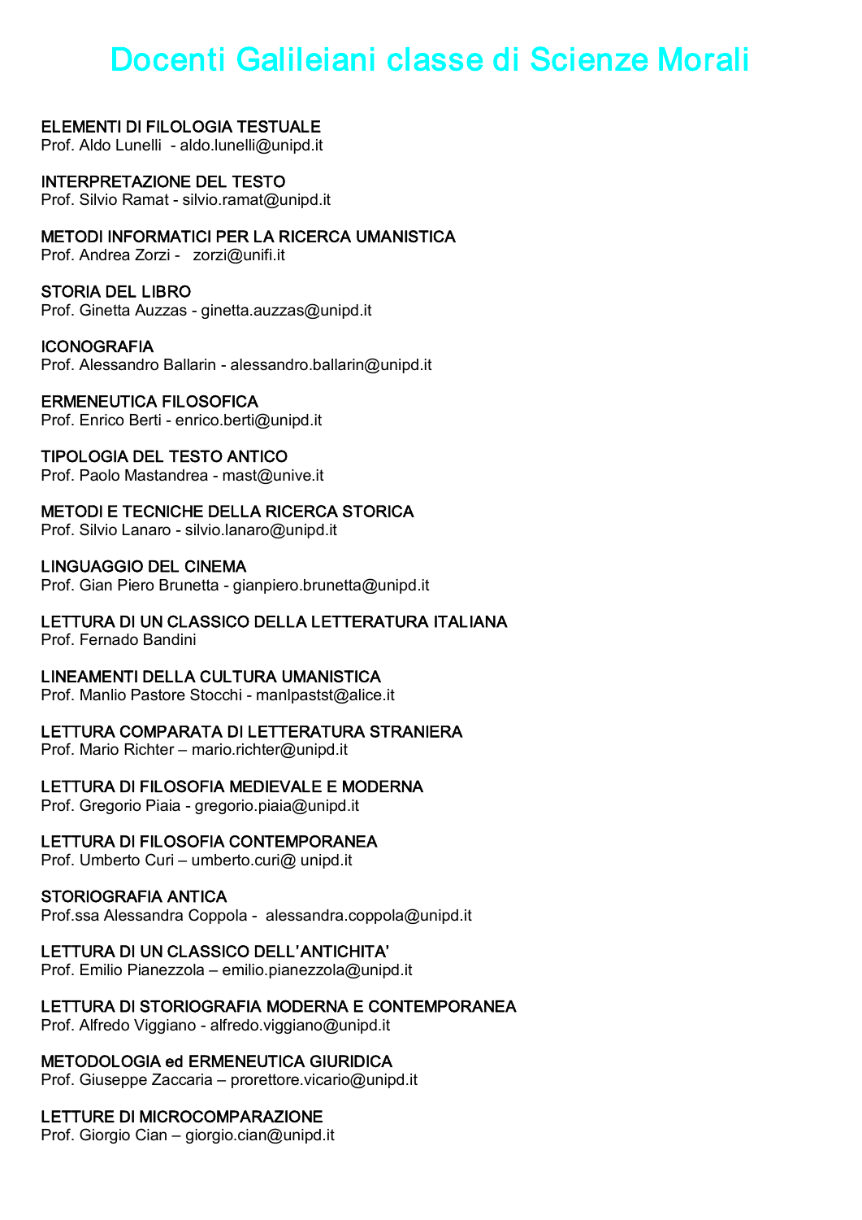# Docenti Galileiani classe di Scienze Morali

ELEMENTI DI FILOLOGIA TESTUALE
Prof. Aldo Lunelli - aldo.lunelli@unipd.it

INTERPRETAZIONE DEL TESTO
Prof. Silvio Ramat - silvio.ramat@unipd.it

METODI INFORMATICI PER LA RICERCA UMANISTICA
Prof. Andrea Zorzi - zorzi@unifi.it

STORIA DEL LIBRO
Prof. Ginetta Auzzas - ginetta.auzzas@unipd.it

ICONOGRAFIA
Prof. Alessandro Ballarin - alessandro.ballarin@unipd.it

ERMENEUTICA FILOSOFICA
Prof. Enrico Berti - enrico.berti@unipd.it

TIPOLOGIA DEL TESTO ANTICO
Prof. Paolo Mastandrea - mast@unive.it

METODI E TECNICHE DELLA RICERCA STORICA
Prof. Silvio Lanaro - silvio.lanaro@unipd.it

LINGUAGGIO DEL CINEMA
Prof. Gian Piero Brunetta - gianpiero.brunetta@unipd.it

LETTURA DI UN CLASSICO DELLA LETTERATURA ITALIANA
Prof. Fernado Bandini

LINEAMENTI DELLA CULTURA UMANISTICA
Prof. Manlio Pastore Stocchi - manlpastst@alice.it

LETTURA COMPARATA DI LETTERATURA STRANIERA
Prof. Mario Richter – mario.richter@unipd.it

LETTURA DI FILOSOFIA MEDIEVALE E MODERNA
Prof. Gregorio Piaia - gregorio.piaia@unipd.it

LETTURA DI FILOSOFIA CONTEMPORANEA
Prof. Umberto Curi – umberto.curi@ unipd.it

STORIOGRAFIA ANTICA
Prof.ssa Alessandra Coppola - alessandra.coppola@unipd.it

LETTURA DI UN CLASSICO DELL'ANTICHITA'
Prof. Emilio Pianezzola – emilio.pianezzola@unipd.it

LETTURA DI STORIOGRAFIA MODERNA E CONTEMPORANEA
Prof. Alfredo Viggiano - alfredo.viggiano@unipd.it

METODOLOGIA ed ERMENEUTICA GIURIDICA
Prof. Giuseppe Zaccaria – prorettore.vicario@unipd.it

LETTURE DI MICROCOMPARAZIONE
Prof. Giorgio Cian – giorgio.cian@unipd.it